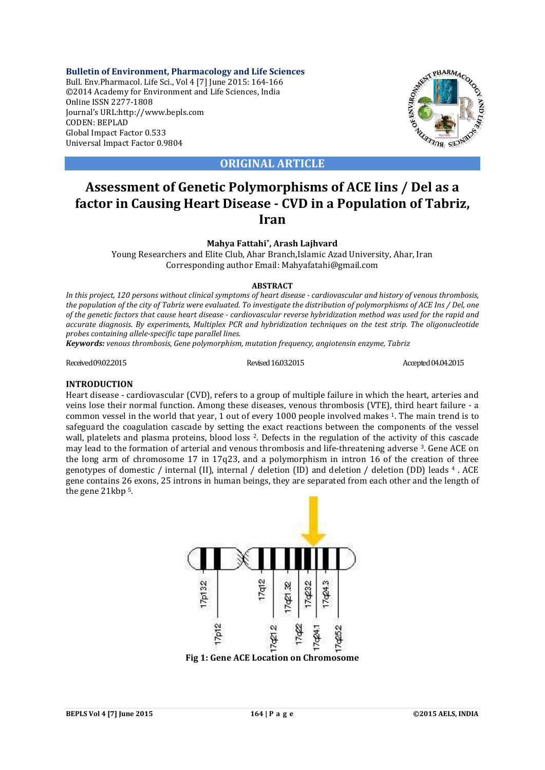# Assessment of Genetic Polymorphisms of ACE Iins / Del as a factor in Causing Heart Disease - CVD in a Population of Tabriz, Iran

**Mahya Fattahi*, Arash Lajhvard**

Young Researchers and Elite Club, Ahar Branch,Islamic Azad University, Ahar, Iran
Corresponding author Email: Mahyafatahi@gmail.com

**ABSTRACT**

*In this project, 120 persons without clinical symptoms of heart disease - cardiovascular and history of venous thrombosis, the population of the city of Tabriz were evaluated. To investigate the distribution of polymorphisms of ACE Ins / Del, one of the genetic factors that cause heart disease - cardiovascular reverse hybridization method was used for the rapid and accurate diagnosis. By experiments, Multiplex PCR and hybridization techniques on the test strip. The oligonucleotide probes containing allele-specific tape parallel lines.*

***Keywords:*** *venous thrombosis, Gene polymorphism, mutation frequency, angiotensin enzyme, Tabriz*

Received 09.02.2015 Revised 16.03.2015 Accepted 04.04.2015

## INTRODUCTION

Heart disease - cardiovascular (CVD), refers to a group of multiple failure in which the heart, arteries and veins lose their normal function. Among these diseases, venous thrombosis (VTE), third heart failure - a common vessel in the world that year, 1 out of every 1000 people involved makes [1]. The main trend is to safeguard the coagulation cascade by setting the exact reactions between the components of the vessel wall, platelets and plasma proteins, blood loss [2]. Defects in the regulation of the activity of this cascade may lead to the formation of arterial and venous thrombosis and life-threatening adverse [3]. Gene ACE on the long arm of chromosome 17 in 17q23, and a polymorphism in intron 16 of the creation of three genotypes of domestic / internal (II), internal / deletion (ID) and deletion / deletion (DD) leads [4]. ACE gene contains 26 exons, 25 introns in human beings, they are separated from each other and the length of the gene 21kbp [5].

**Fig 1: Gene ACE Location on Chromosome**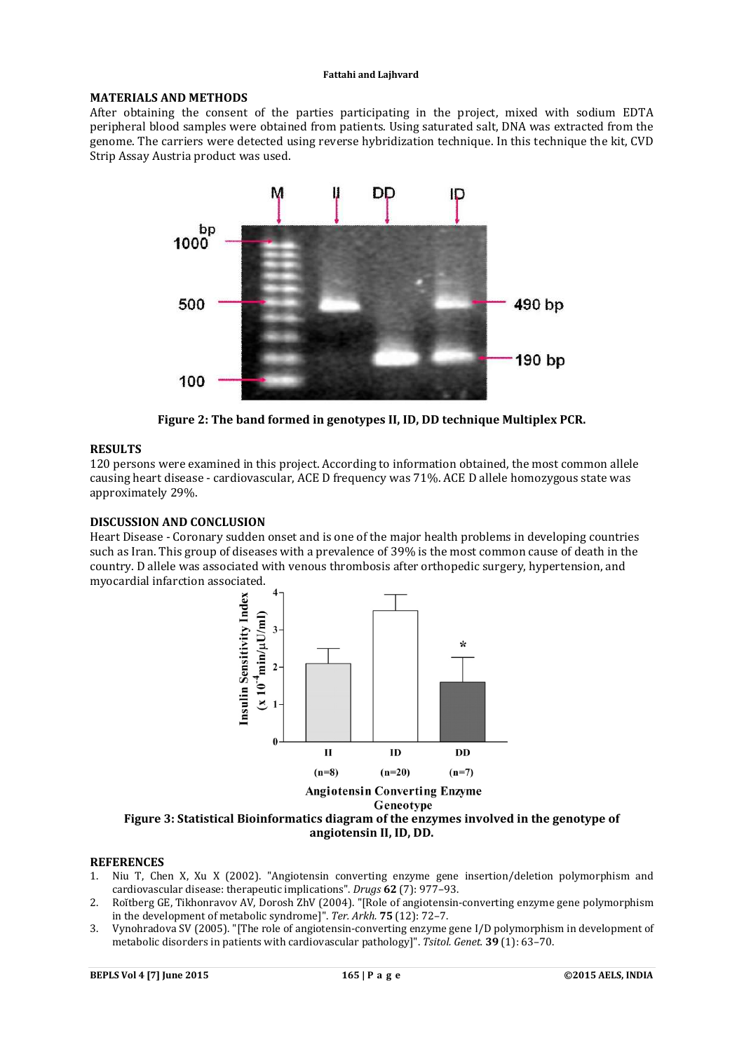## MATERIALS AND METHODS

After obtaining the consent of the parties participating in the project, mixed with sodium EDTA peripheral blood samples were obtained from patients. Using saturated salt, DNA was extracted from the genome. The carriers were detected using reverse hybridization technique. In this technique the kit, CVD Strip Assay Austria product was used.

**Figure 2: The band formed in genotypes II, ID, DD technique Multiplex PCR.**

## RESULTS

120 persons were examined in this project. According to information obtained, the most common allele causing heart disease - cardiovascular, ACE D frequency was 71%. ACE D allele homozygous state was approximately 29%.

## DISCUSSION AND CONCLUSION

Heart Disease - Coronary sudden onset and is one of the major health problems in developing countries such as Iran. This group of diseases with a prevalence of 39% is the most common cause of death in the country. D allele was associated with venous thrombosis after orthopedic surgery, hypertension, and myocardial infarction associated.

**Figure 3: Statistical Bioinformatics diagram of the enzymes involved in the genotype of angiotensin II, ID, DD.**

## REFERENCES

1. Niu T, Chen X, Xu X (2002). "Angiotensin converting enzyme gene insertion/deletion polymorphism and cardiovascular disease: therapeutic implications". *Drugs* **62** (7): 977–93.
2. Roĭtberg GE, Tikhonravov AV, Dorosh ZhV (2004). "[Role of angiotensin-converting enzyme gene polymorphism in the development of metabolic syndrome]". *Ter. Arkh.* **75** (12): 72–7.
3. Vynohradova SV (2005). "[The role of angiotensin-converting enzyme gene I/D polymorphism in development of metabolic disorders in patients with cardiovascular pathology]". *Tsitol. Genet.* **39** (1): 63–70.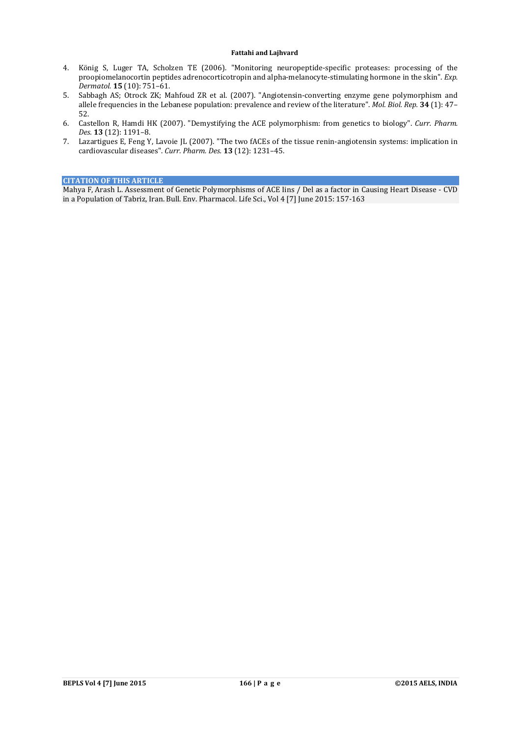4. König S, Luger TA, Scholzen TE (2006). "Monitoring neuropeptide-specific proteases: processing of the proopiomelanocortin peptides adrenocorticotropin and alpha-melanocyte-stimulating hormone in the skin". *Exp. Dermatol.* **15** (10): 751–61.
5. Sabbagh AS; Otrock ZK; Mahfoud ZR et al. (2007). "Angiotensin-converting enzyme gene polymorphism and allele frequencies in the Lebanese population: prevalence and review of the literature". *Mol. Biol. Rep.* **34** (1): 47–52.
6. Castellon R, Hamdi HK (2007). "Demystifying the ACE polymorphism: from genetics to biology". *Curr. Pharm. Des.* **13** (12): 1191–8.
7. Lazartigues E, Feng Y, Lavoie JL (2007). "The two fACEs of the tissue renin-angiotensin systems: implication in cardiovascular diseases". *Curr. Pharm. Des.* **13** (12): 1231–45.

**CITATION OF THIS ARTICLE**

Mahya F, Arash L. Assessment of Genetic Polymorphisms of ACE Iins / Del as a factor in Causing Heart Disease - CVD in a Population of Tabriz, Iran. Bull. Env. Pharmacol. Life Sci., Vol 4 [7] June 2015: 157-163